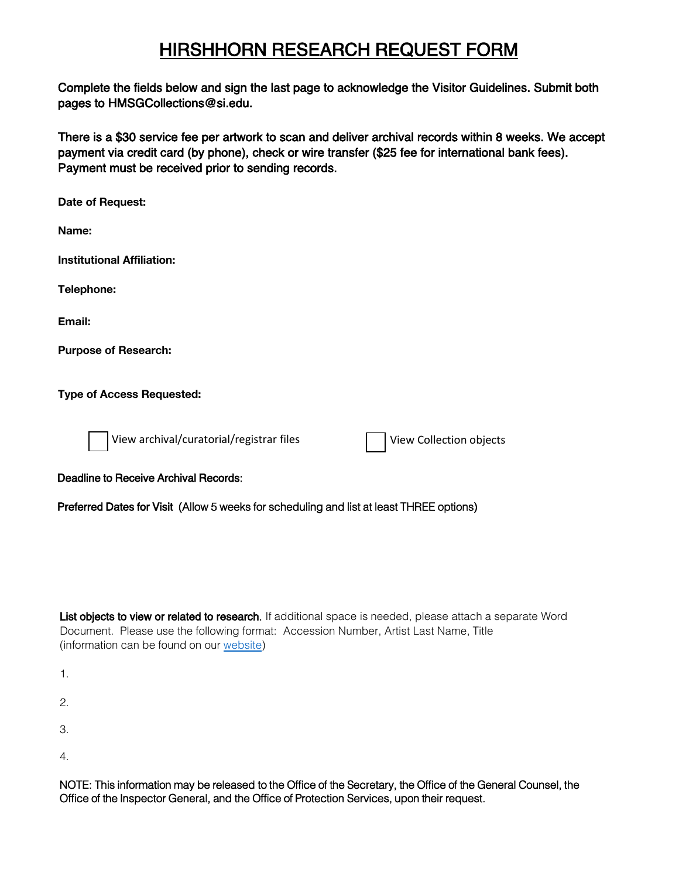# HIRSHHORN RESEARCH REQUEST FORM

**Complete the fields below and sign the last page to acknowledge the Visitor Guidelines. Submit both pages to HMSGCollections@si.edu.**

**There is a $30 service fee per artwork to scan and deliver archival records within 8 weeks. We accept payment via credit card (by phone), check or wire transfer ($25 fee for international bank fees). Payment must be received prior to sending records.**

**Date of Request:**

**Name:**

**Institutional Affiliation:**

**Telephone:**

**Email:**

**Purpose of Research:**

**Type of Access Requested:**

☐ View archival/curatorial/registrar files ☐ View Collection objects

**Deadline to Receive Archival Records**:

**Preferred Dates for Visit** (Allow 5 weeks for scheduling and list at least THREE options)

**List objects to view or related to research.** If additional space is needed, please attach a separate Word Document. Please use the following format: Accession Number, Artist Last Name, Title (information can be found on our [website](website))

1.

2.

3.

4.

NOTE: This information may be released to the Office of the Secretary, the Office of the General Counsel, the Office of the Inspector General, and the Office of Protection Services, upon their request.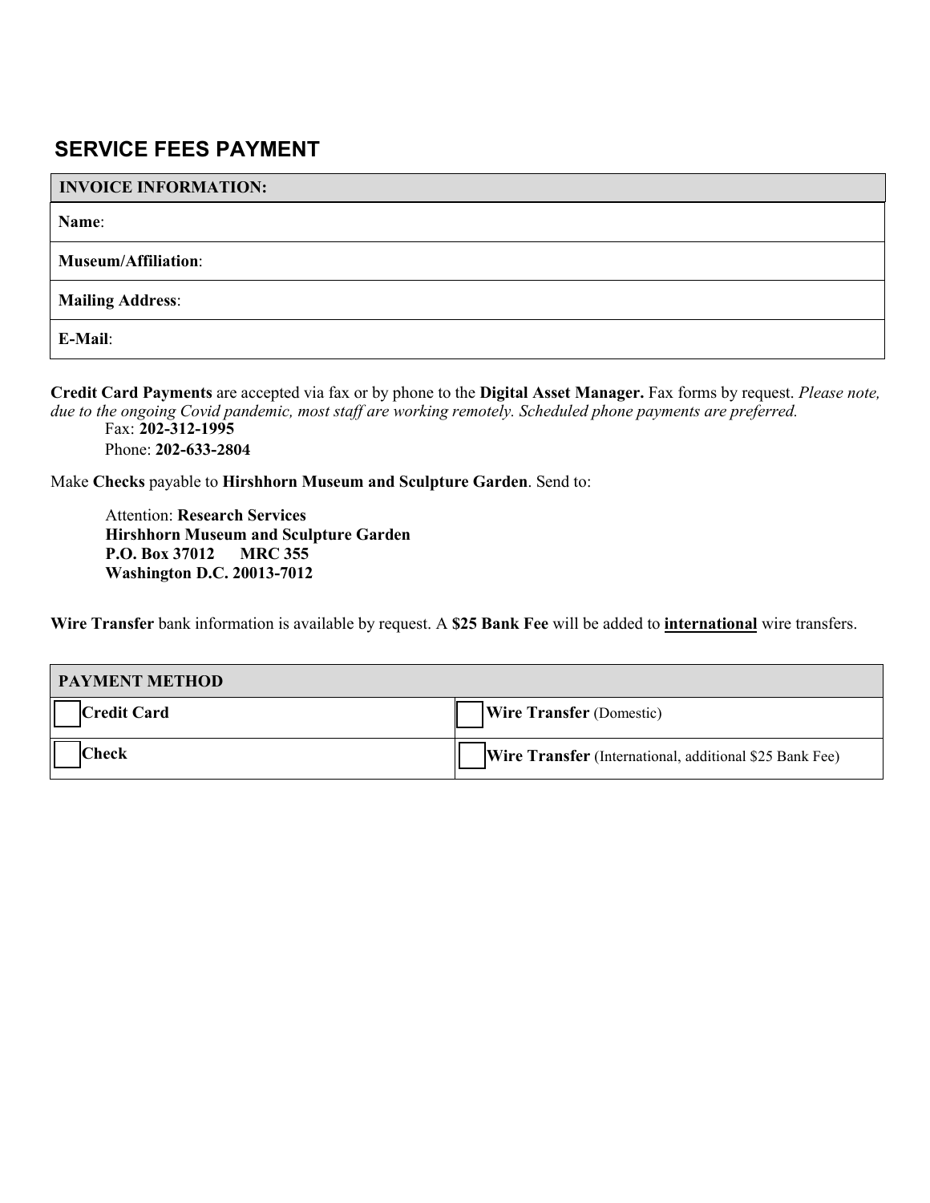## SERVICE FEES PAYMENT

| INVOICE INFORMATION: |
|---|
| **Name**: |
| **Museum/Affiliation**: |
| **Mailing Address**: |
| **E-Mail**: |

**Credit Card Payments** are accepted via fax or by phone to the **Digital Asset Manager.** Fax forms by request. *Please note, due to the ongoing Covid pandemic, most staff are working remotely. Scheduled phone payments are preferred.*

Fax: **202-312-1995**
Phone: **202-633-2804**

Make **Checks** payable to **Hirshhorn Museum and Sculpture Garden**. Send to:

Attention: **Research Services**
**Hirshhorn Museum and Sculpture Garden**
**P.O. Box 37012 MRC 355**
**Washington D.C. 20013-7012**

**Wire Transfer** bank information is available by request. A **$25 Bank Fee** will be added to **<u>international</u>** wire transfers.

| PAYMENT METHOD | |
|---|---|
| ☐ **Credit Card** | ☐ **Wire Transfer** (Domestic) |
| ☐ **Check** | ☐ **Wire Transfer** (International, additional $25 Bank Fee) |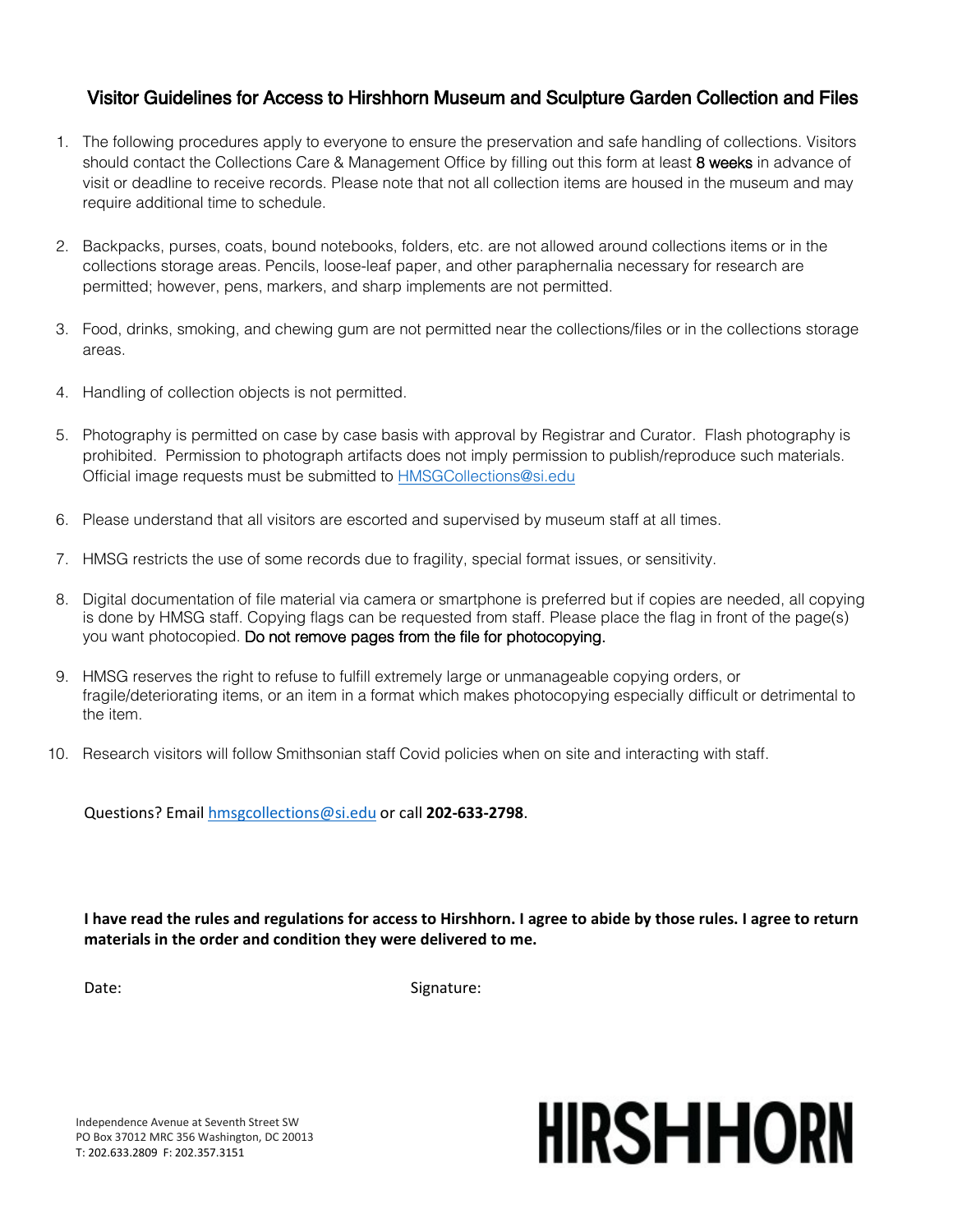# Visitor Guidelines for Access to Hirshhorn Museum and Sculpture Garden Collection and Files

1. The following procedures apply to everyone to ensure the preservation and safe handling of collections. Visitors should contact the Collections Care & Management Office by filling out this form at least 8 weeks in advance of visit or deadline to receive records. Please note that not all collection items are housed in the museum and may require additional time to schedule.

2. Backpacks, purses, coats, bound notebooks, folders, etc. are not allowed around collections items or in the collections storage areas. Pencils, loose-leaf paper, and other paraphernalia necessary for research are permitted; however, pens, markers, and sharp implements are not permitted.

3. Food, drinks, smoking, and chewing gum are not permitted near the collections/files or in the collections storage areas.

4. Handling of collection objects is not permitted.

5. Photography is permitted on case by case basis with approval by Registrar and Curator. Flash photography is prohibited. Permission to photograph artifacts does not imply permission to publish/reproduce such materials. Official image requests must be submitted to HMSGCollections@si.edu

6. Please understand that all visitors are escorted and supervised by museum staff at all times.

7. HMSG restricts the use of some records due to fragility, special format issues, or sensitivity.

8. Digital documentation of file material via camera or smartphone is preferred but if copies are needed, all copying is done by HMSG staff. Copying flags can be requested from staff. Please place the flag in front of the page(s) you want photocopied. Do not remove pages from the file for photocopying.

9. HMSG reserves the right to refuse to fulfill extremely large or unmanageable copying orders, or fragile/deteriorating items, or an item in a format which makes photocopying especially difficult or detrimental to the item.

10. Research visitors will follow Smithsonian staff Covid policies when on site and interacting with staff.

Questions? Email hmsgcollections@si.edu or call **202-633-2798**.

**I have read the rules and regulations for access to Hirshhorn. I agree to abide by those rules. I agree to return materials in the order and condition they were delivered to me.**

Date: Signature:

Independence Avenue at Seventh Street SW
PO Box 37012 MRC 356 Washington, DC 20013
T: 202.633.2809 F: 202.357.3151

HIRSHHORN